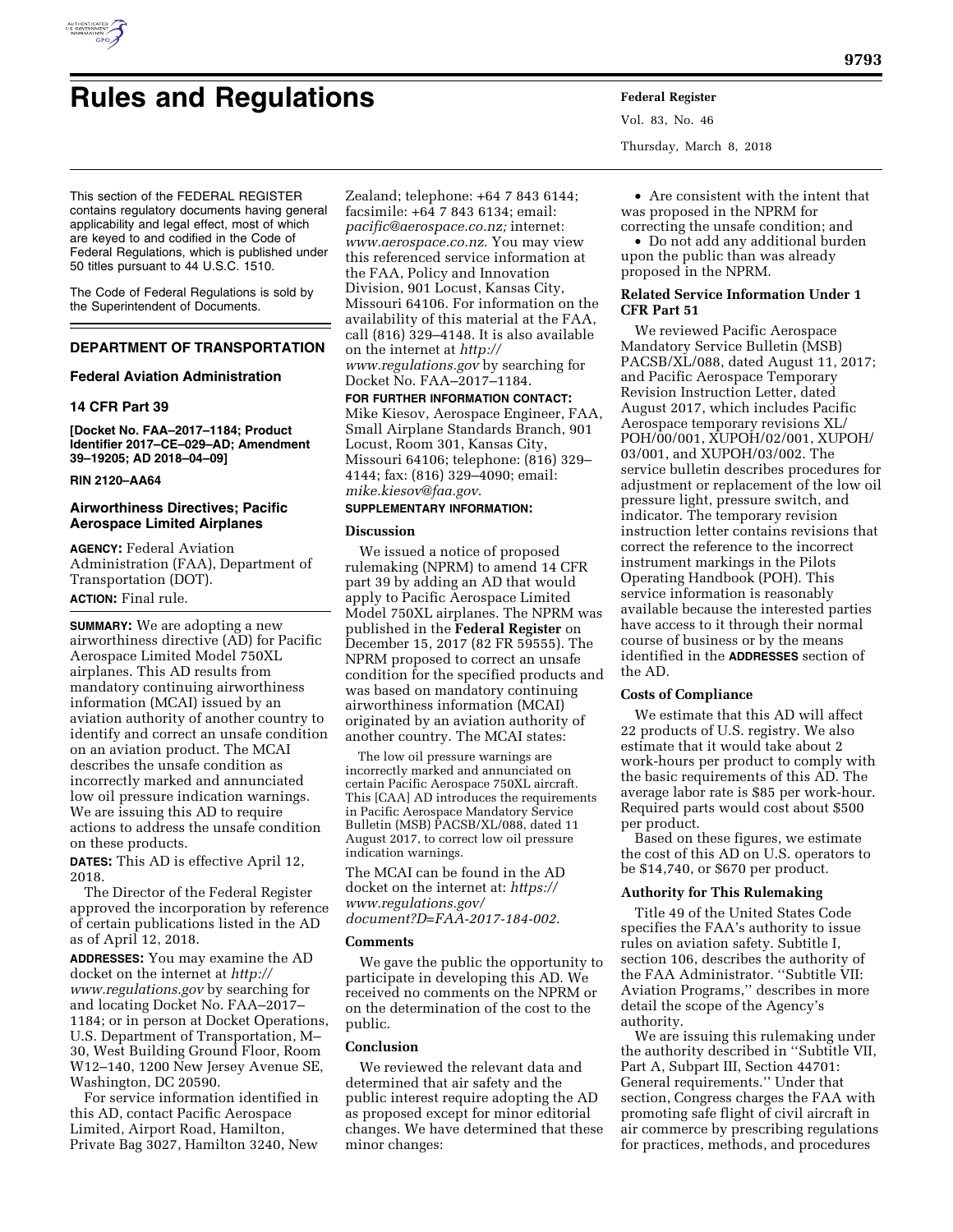# Rules and Regulations

This section of the FEDERAL REGISTER contains regulatory documents having general applicability and legal effect, most of which are keyed to and codified in the Code of Federal Regulations, which is published under 50 titles pursuant to 44 U.S.C. 1510.

The Code of Federal Regulations is sold by the Superintendent of Documents.

## DEPARTMENT OF TRANSPORTATION

### Federal Aviation Administration

### 14 CFR Part 39

**[Docket No. FAA–2017–1184; Product Identifier 2017–CE–029–AD; Amendment 39–19205; AD 2018–04–09]**

**RIN 2120–AA64**

### Airworthiness Directives; Pacific Aerospace Limited Airplanes

**AGENCY:** Federal Aviation Administration (FAA), Department of Transportation (DOT).

**ACTION:** Final rule.

**SUMMARY:** We are adopting a new airworthiness directive (AD) for Pacific Aerospace Limited Model 750XL airplanes. This AD results from mandatory continuing airworthiness information (MCAI) issued by an aviation authority of another country to identify and correct an unsafe condition on an aviation product. The MCAI describes the unsafe condition as incorrectly marked and annunciated low oil pressure indication warnings. We are issuing this AD to require actions to address the unsafe condition on these products.

**DATES:** This AD is effective April 12, 2018.

The Director of the Federal Register approved the incorporation by reference of certain publications listed in the AD as of April 12, 2018.

**ADDRESSES:** You may examine the AD docket on the internet at *http://www.regulations.gov* by searching for and locating Docket No. FAA–2017–1184; or in person at Docket Operations, U.S. Department of Transportation, M–30, West Building Ground Floor, Room W12–140, 1200 New Jersey Avenue SE, Washington, DC 20590.

For service information identified in this AD, contact Pacific Aerospace Limited, Airport Road, Hamilton, Private Bag 3027, Hamilton 3240, New Zealand; telephone: +64 7 843 6144; facsimile: +64 7 843 6134; email: *pacific@aerospace.co.nz;* internet: *www.aerospace.co.nz*. You may view this referenced service information at the FAA, Policy and Innovation Division, 901 Locust, Kansas City, Missouri 64106. For information on the availability of this material at the FAA, call (816) 329–4148. It is also available on the internet at *http://www.regulations.gov* by searching for Docket No. FAA–2017–1184.

**FOR FURTHER INFORMATION CONTACT:** Mike Kiesov, Aerospace Engineer, FAA, Small Airplane Standards Branch, 901 Locust, Room 301, Kansas City, Missouri 64106; telephone: (816) 329–4144; fax: (816) 329–4090; email: *mike.kiesov@faa.gov*.

**SUPPLEMENTARY INFORMATION:**

#### Discussion

We issued a notice of proposed rulemaking (NPRM) to amend 14 CFR part 39 by adding an AD that would apply to Pacific Aerospace Limited Model 750XL airplanes. The NPRM was published in the **Federal Register** on December 15, 2017 (82 FR 59555). The NPRM proposed to correct an unsafe condition for the specified products and was based on mandatory continuing airworthiness information (MCAI) originated by an aviation authority of another country. The MCAI states:

> The low oil pressure warnings are incorrectly marked and annunciated on certain Pacific Aerospace 750XL aircraft. This [CAA] AD introduces the requirements in Pacific Aerospace Mandatory Service Bulletin (MSB) PACSB/XL/088, dated 11 August 2017, to correct low oil pressure indication warnings.

The MCAI can be found in the AD docket on the internet at: *https://www.regulations.gov/document?D=FAA-2017-184-002*.

#### Comments

We gave the public the opportunity to participate in developing this AD. We received no comments on the NPRM or on the determination of the cost to the public.

#### Conclusion

We reviewed the relevant data and determined that air safety and the public interest require adopting the AD as proposed except for minor editorial changes. We have determined that these minor changes:

- Are consistent with the intent that was proposed in the NPRM for correcting the unsafe condition; and
- Do not add any additional burden upon the public than was already proposed in the NPRM.

#### Related Service Information Under 1 CFR Part 51

We reviewed Pacific Aerospace Mandatory Service Bulletin (MSB) PACSB/XL/088, dated August 11, 2017; and Pacific Aerospace Temporary Revision Instruction Letter, dated August 2017, which includes Pacific Aerospace temporary revisions XL/POH/00/001, XUPOH/02/001, XUPOH/03/001, and XUPOH/03/002. The service bulletin describes procedures for adjustment or replacement of the low oil pressure light, pressure switch, and indicator. The temporary revision instruction letter contains revisions that correct the reference to the incorrect instrument markings in the Pilots Operating Handbook (POH). This service information is reasonably available because the interested parties have access to it through their normal course of business or by the means identified in the **ADDRESSES** section of the AD.

#### Costs of Compliance

We estimate that this AD will affect 22 products of U.S. registry. We also estimate that it would take about 2 work-hours per product to comply with the basic requirements of this AD. The average labor rate is $85 per work-hour. Required parts would cost about $500 per product.

Based on these figures, we estimate the cost of this AD on U.S. operators to be $14,740, or $670 per product.

#### Authority for This Rulemaking

Title 49 of the United States Code specifies the FAA's authority to issue rules on aviation safety. Subtitle I, section 106, describes the authority of the FAA Administrator. ''Subtitle VII: Aviation Programs,'' describes in more detail the scope of the Agency's authority.

We are issuing this rulemaking under the authority described in ''Subtitle VII, Part A, Subpart III, Section 44701: General requirements.'' Under that section, Congress charges the FAA with promoting safe flight of civil aircraft in air commerce by prescribing regulations for practices, methods, and procedures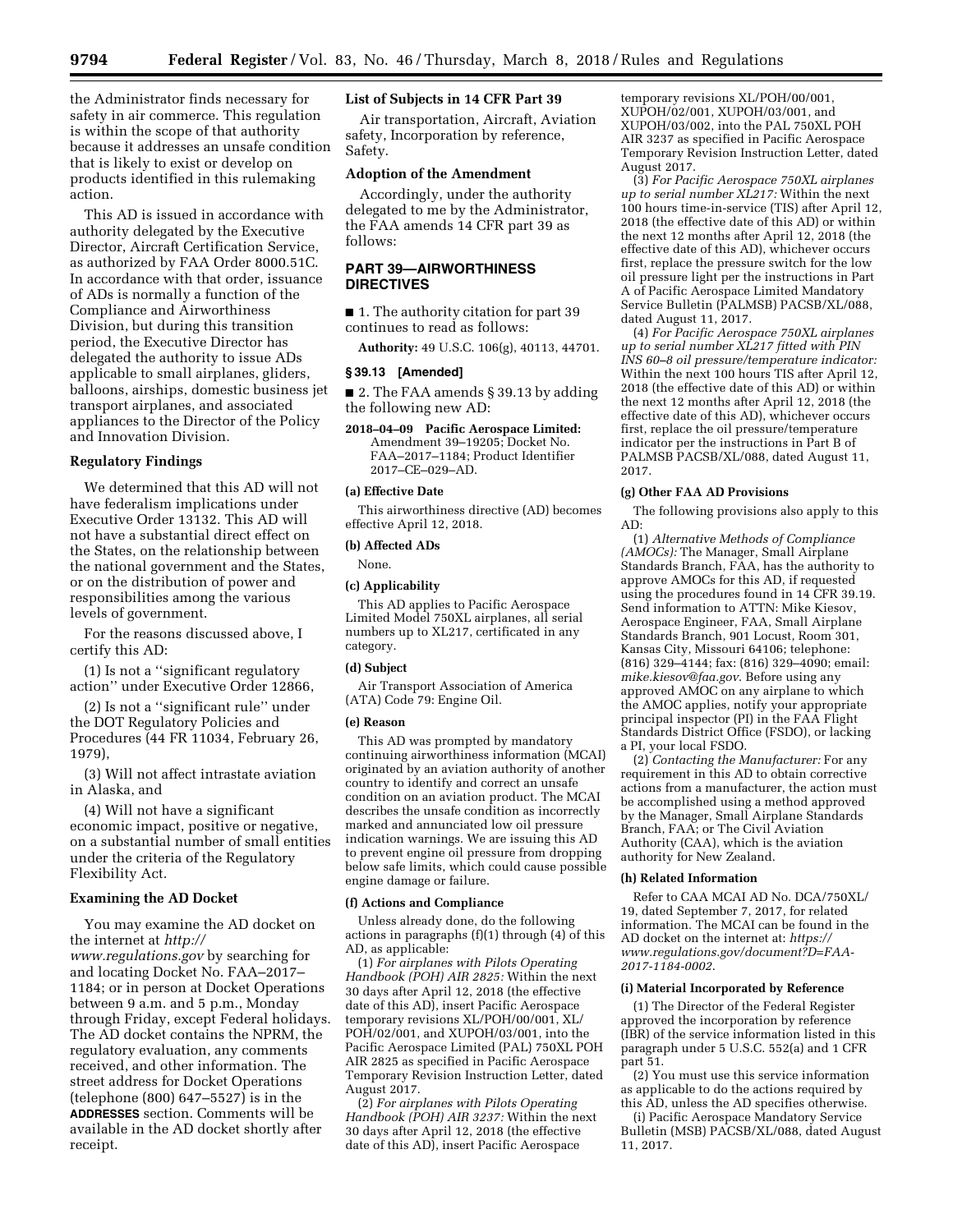the Administrator finds necessary for safety in air commerce. This regulation is within the scope of that authority because it addresses an unsafe condition that is likely to exist or develop on products identified in this rulemaking action.

This AD is issued in accordance with authority delegated by the Executive Director, Aircraft Certification Service, as authorized by FAA Order 8000.51C. In accordance with that order, issuance of ADs is normally a function of the Compliance and Airworthiness Division, but during this transition period, the Executive Director has delegated the authority to issue ADs applicable to small airplanes, gliders, balloons, airships, domestic business jet transport airplanes, and associated appliances to the Director of the Policy and Innovation Division.

## Regulatory Findings

We determined that this AD will not have federalism implications under Executive Order 13132. This AD will not have a substantial direct effect on the States, on the relationship between the national government and the States, or on the distribution of power and responsibilities among the various levels of government.

For the reasons discussed above, I certify this AD:

(1) Is not a ''significant regulatory action'' under Executive Order 12866,

(2) Is not a ''significant rule'' under the DOT Regulatory Policies and Procedures (44 FR 11034, February 26, 1979),

(3) Will not affect intrastate aviation in Alaska, and

(4) Will not have a significant economic impact, positive or negative, on a substantial number of small entities under the criteria of the Regulatory Flexibility Act.

## Examining the AD Docket

You may examine the AD docket on the internet at *http://www.regulations.gov* by searching for and locating Docket No. FAA–2017–1184; or in person at Docket Operations between 9 a.m. and 5 p.m., Monday through Friday, except Federal holidays. The AD docket contains the NPRM, the regulatory evaluation, any comments received, and other information. The street address for Docket Operations (telephone (800) 647–5527) is in the **ADDRESSES** section. Comments will be available in the AD docket shortly after receipt.

## List of Subjects in 14 CFR Part 39

Air transportation, Aircraft, Aviation safety, Incorporation by reference, Safety.

## Adoption of the Amendment

Accordingly, under the authority delegated to me by the Administrator, the FAA amends 14 CFR part 39 as follows:

## PART 39—AIRWORTHINESS DIRECTIVES

■ 1. The authority citation for part 39 continues to read as follows:

**Authority:** 49 U.S.C. 106(g), 40113, 44701.

### § 39.13 [Amended]

■ 2. The FAA amends § 39.13 by adding the following new AD:

**2018–04–09 Pacific Aerospace Limited:** Amendment 39–19205; Docket No. FAA–2017–1184; Product Identifier 2017–CE–029–AD.

### (a) Effective Date

This airworthiness directive (AD) becomes effective April 12, 2018.

### (b) Affected ADs

None.

### (c) Applicability

This AD applies to Pacific Aerospace Limited Model 750XL airplanes, all serial numbers up to XL217, certificated in any category.

### (d) Subject

Air Transport Association of America (ATA) Code 79: Engine Oil.

### (e) Reason

This AD was prompted by mandatory continuing airworthiness information (MCAI) originated by an aviation authority of another country to identify and correct an unsafe condition on an aviation product. The MCAI describes the unsafe condition as incorrectly marked and annunciated low oil pressure indication warnings. We are issuing this AD to prevent engine oil pressure from dropping below safe limits, which could cause possible engine damage or failure.

### (f) Actions and Compliance

Unless already done, do the following actions in paragraphs (f)(1) through (4) of this AD, as applicable:

(1) *For airplanes with Pilots Operating Handbook (POH) AIR 2825:* Within the next 30 days after April 12, 2018 (the effective date of this AD), insert Pacific Aerospace temporary revisions XL/POH/00/001, XL/POH/02/001, and XUPOH/03/001, into the Pacific Aerospace Limited (PAL) 750XL POH AIR 2825 as specified in Pacific Aerospace Temporary Revision Instruction Letter, dated August 2017.

(2) *For airplanes with Pilots Operating Handbook (POH) AIR 3237:* Within the next 30 days after April 12, 2018 (the effective date of this AD), insert Pacific Aerospace temporary revisions XL/POH/00/001, XUPOH/02/001, XUPOH/03/001, and XUPOH/03/002, into the PAL 750XL POH AIR 3237 as specified in Pacific Aerospace Temporary Revision Instruction Letter, dated August 2017.

(3) *For Pacific Aerospace 750XL airplanes up to serial number XL217:* Within the next 100 hours time-in-service (TIS) after April 12, 2018 (the effective date of this AD) or within the next 12 months after April 12, 2018 (the effective date of this AD), whichever occurs first, replace the pressure switch for the low oil pressure light per the instructions in Part A of Pacific Aerospace Limited Mandatory Service Bulletin (PALMSB) PACSB/XL/088, dated August 11, 2017.

(4) *For Pacific Aerospace 750XL airplanes up to serial number XL217 fitted with PIN INS 60–8 oil pressure/temperature indicator:* Within the next 100 hours TIS after April 12, 2018 (the effective date of this AD) or within the next 12 months after April 12, 2018 (the effective date of this AD), whichever occurs first, replace the oil pressure/temperature indicator per the instructions in Part B of PALMSB PACSB/XL/088, dated August 11, 2017.

### (g) Other FAA AD Provisions

The following provisions also apply to this AD:

(1) *Alternative Methods of Compliance (AMOCs):* The Manager, Small Airplane Standards Branch, FAA, has the authority to approve AMOCs for this AD, if requested using the procedures found in 14 CFR 39.19. Send information to ATTN: Mike Kiesov, Aerospace Engineer, FAA, Small Airplane Standards Branch, 901 Locust, Room 301, Kansas City, Missouri 64106; telephone: (816) 329–4144; fax: (816) 329–4090; email: *mike.kiesov@faa.gov*. Before using any approved AMOC on any airplane to which the AMOC applies, notify your appropriate principal inspector (PI) in the FAA Flight Standards District Office (FSDO), or lacking a PI, your local FSDO.

(2) *Contacting the Manufacturer:* For any requirement in this AD to obtain corrective actions from a manufacturer, the action must be accomplished using a method approved by the Manager, Small Airplane Standards Branch, FAA; or The Civil Aviation Authority (CAA), which is the aviation authority for New Zealand.

### (h) Related Information

Refer to CAA MCAI AD No. DCA/750XL/19, dated September 7, 2017, for related information. The MCAI can be found in the AD docket on the internet at: *https://www.regulations.gov/document?D=FAA-2017-1184-0002*.

### (i) Material Incorporated by Reference

(1) The Director of the Federal Register approved the incorporation by reference (IBR) of the service information listed in this paragraph under 5 U.S.C. 552(a) and 1 CFR part 51.

(2) You must use this service information as applicable to do the actions required by this AD, unless the AD specifies otherwise.

(i) Pacific Aerospace Mandatory Service Bulletin (MSB) PACSB/XL/088, dated August 11, 2017.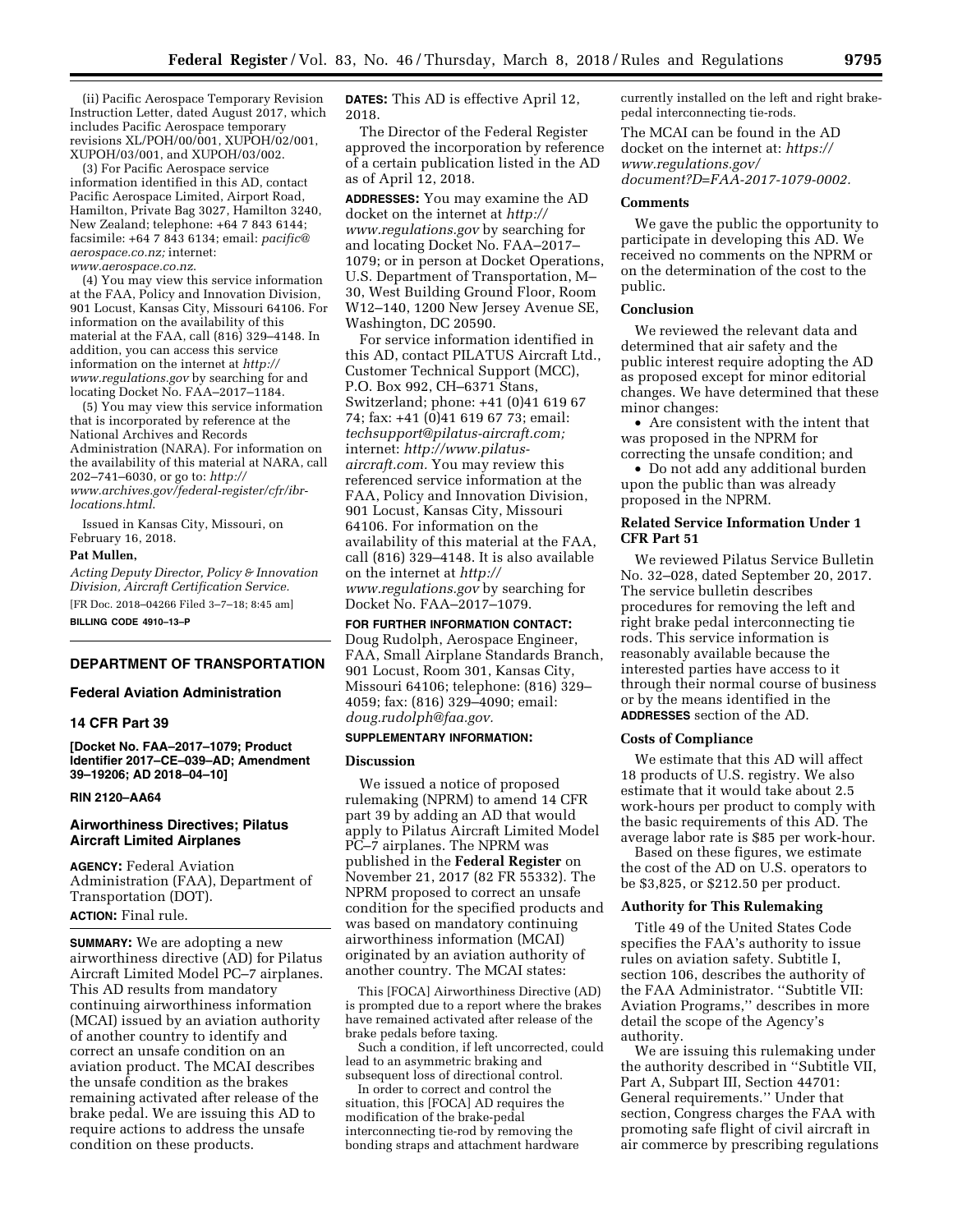(ii) Pacific Aerospace Temporary Revision Instruction Letter, dated August 2017, which includes Pacific Aerospace temporary revisions XL/POH/00/001, XUPOH/02/001, XUPOH/03/001, and XUPOH/03/002.

(3) For Pacific Aerospace service information identified in this AD, contact Pacific Aerospace Limited, Airport Road, Hamilton, Private Bag 3027, Hamilton 3240, New Zealand; telephone: +64 7 843 6144; facsimile: +64 7 843 6134; email: *pacific@aerospace.co.nz;* internet: *www.aerospace.co.nz*.

(4) You may view this service information at the FAA, Policy and Innovation Division, 901 Locust, Kansas City, Missouri 64106. For information on the availability of this material at the FAA, call (816) 329–4148. In addition, you can access this service information on the internet at *http://www.regulations.gov* by searching for and locating Docket No. FAA–2017–1184.

(5) You may view this service information that is incorporated by reference at the National Archives and Records Administration (NARA). For information on the availability of this material at NARA, call 202–741–6030, or go to: *http://www.archives.gov/federal-register/cfr/ibr-locations.html*.

Issued in Kansas City, Missouri, on February 16, 2018.

**Pat Mullen,**

*Acting Deputy Director, Policy & Innovation Division, Aircraft Certification Service.*

[FR Doc. 2018–04266 Filed 3–7–18; 8:45 am]

**BILLING CODE 4910–13–P**

## DEPARTMENT OF TRANSPORTATION

### Federal Aviation Administration

### 14 CFR Part 39

**[Docket No. FAA–2017–1079; Product Identifier 2017–CE–039–AD; Amendment 39–19206; AD 2018–04–10]**

**RIN 2120–AA64**

### Airworthiness Directives; Pilatus Aircraft Limited Airplanes

**AGENCY:** Federal Aviation Administration (FAA), Department of Transportation (DOT).

**ACTION:** Final rule.

**SUMMARY:** We are adopting a new airworthiness directive (AD) for Pilatus Aircraft Limited Model PC–7 airplanes. This AD results from mandatory continuing airworthiness information (MCAI) issued by an aviation authority of another country to identify and correct an unsafe condition on an aviation product. The MCAI describes the unsafe condition as the brakes remaining activated after release of the brake pedal. We are issuing this AD to require actions to address the unsafe condition on these products.

**DATES:** This AD is effective April 12, 2018.

The Director of the Federal Register approved the incorporation by reference of a certain publication listed in the AD as of April 12, 2018.

**ADDRESSES:** You may examine the AD docket on the internet at *http://www.regulations.gov* by searching for and locating Docket No. FAA–2017–1079; or in person at Docket Operations, U.S. Department of Transportation, M–30, West Building Ground Floor, Room W12–140, 1200 New Jersey Avenue SE, Washington, DC 20590.

For service information identified in this AD, contact PILATUS Aircraft Ltd., Customer Technical Support (MCC), P.O. Box 992, CH–6371 Stans, Switzerland; phone: +41 (0)41 619 67 74; fax: +41 (0)41 619 67 73; email: *techsupport@pilatus-aircraft.com;* internet: *http://www.pilatus-aircraft.com.* You may review this referenced service information at the FAA, Policy and Innovation Division, 901 Locust, Kansas City, Missouri 64106. For information on the availability of this material at the FAA, call (816) 329–4148. It is also available on the internet at *http://www.regulations.gov* by searching for Docket No. FAA–2017–1079.

**FOR FURTHER INFORMATION CONTACT:** Doug Rudolph, Aerospace Engineer, FAA, Small Airplane Standards Branch, 901 Locust, Room 301, Kansas City, Missouri 64106; telephone: (816) 329–4059; fax: (816) 329–4090; email: *doug.rudolph@faa.gov.*

**SUPPLEMENTARY INFORMATION:**

#### Discussion

We issued a notice of proposed rulemaking (NPRM) to amend 14 CFR part 39 by adding an AD that would apply to Pilatus Aircraft Limited Model PC–7 airplanes. The NPRM was published in the **Federal Register** on November 21, 2017 (82 FR 55332). The NPRM proposed to correct an unsafe condition for the specified products and was based on mandatory continuing airworthiness information (MCAI) originated by an aviation authority of another country. The MCAI states:

> This [FOCA] Airworthiness Directive (AD) is prompted due to a report where the brakes have remained activated after release of the brake pedals before taxing.
>
> Such a condition, if left uncorrected, could lead to an asymmetric braking and subsequent loss of directional control.
>
> In order to correct and control the situation, this [FOCA] AD requires the modification of the brake-pedal interconnecting tie-rod by removing the bonding straps and attachment hardware currently installed on the left and right brake-pedal interconnecting tie-rods.

The MCAI can be found in the AD docket on the internet at: *https://www.regulations.gov/document?D=FAA-2017-1079-0002.*

#### Comments

We gave the public the opportunity to participate in developing this AD. We received no comments on the NPRM or on the determination of the cost to the public.

#### Conclusion

We reviewed the relevant data and determined that air safety and the public interest require adopting the AD as proposed except for minor editorial changes. We have determined that these minor changes:

- Are consistent with the intent that was proposed in the NPRM for correcting the unsafe condition; and
- Do not add any additional burden upon the public than was already proposed in the NPRM.

#### Related Service Information Under 1 CFR Part 51

We reviewed Pilatus Service Bulletin No. 32–028, dated September 20, 2017. The service bulletin describes procedures for removing the left and right brake pedal interconnecting tie rods. This service information is reasonably available because the interested parties have access to it through their normal course of business or by the means identified in the **ADDRESSES** section of the AD.

#### Costs of Compliance

We estimate that this AD will affect 18 products of U.S. registry. We also estimate that it would take about 2.5 work-hours per product to comply with the basic requirements of this AD. The average labor rate is $85 per work-hour.

Based on these figures, we estimate the cost of the AD on U.S. operators to be $3,825, or $212.50 per product.

#### Authority for This Rulemaking

Title 49 of the United States Code specifies the FAA's authority to issue rules on aviation safety. Subtitle I, section 106, describes the authority of the FAA Administrator. ''Subtitle VII: Aviation Programs,'' describes in more detail the scope of the Agency's authority.

We are issuing this rulemaking under the authority described in ''Subtitle VII, Part A, Subpart III, Section 44701: General requirements.'' Under that section, Congress charges the FAA with promoting safe flight of civil aircraft in air commerce by prescribing regulations